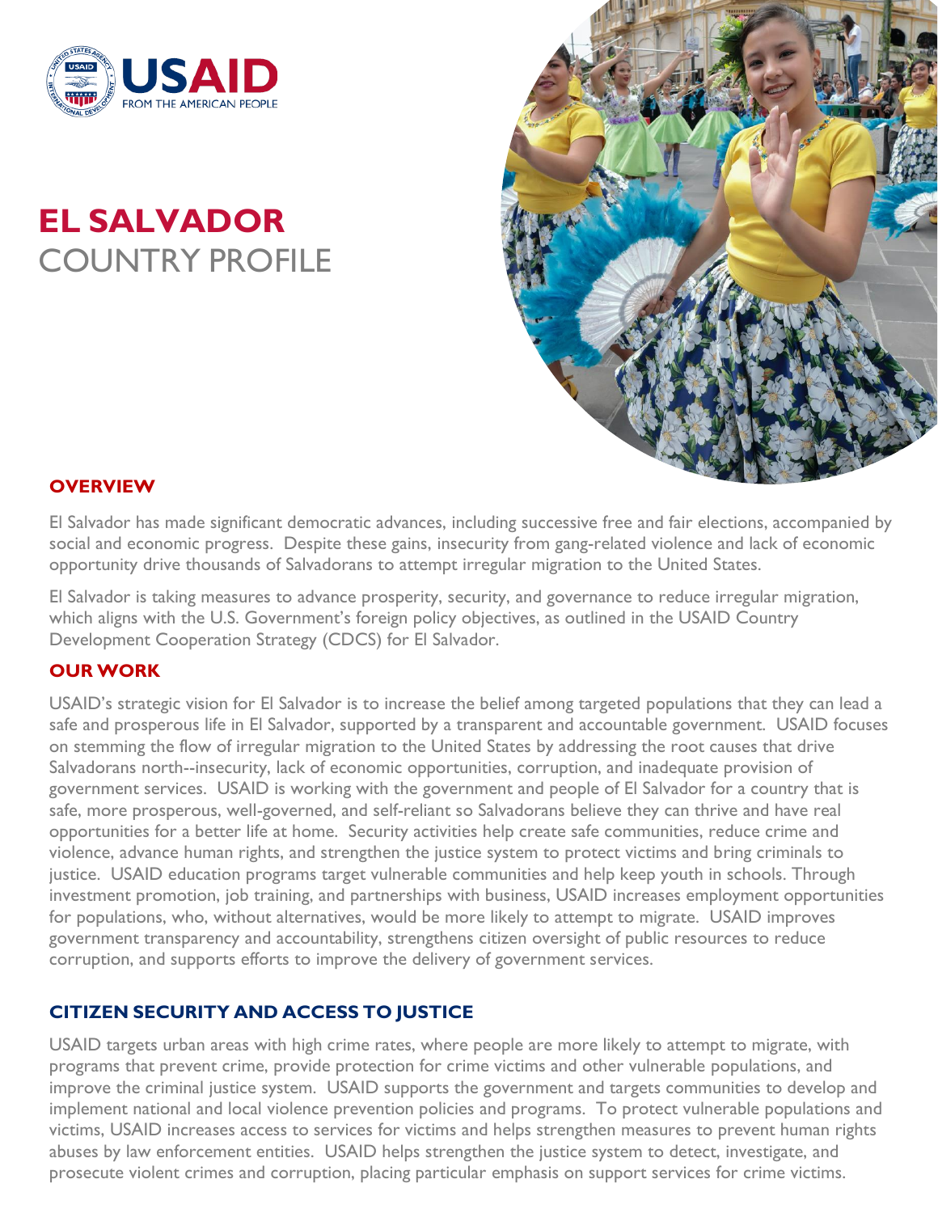USAID FROM THE AMERICAN PEOPLE

# EL SALVADOR
## COUNTRY PROFILE

### OVERVIEW

El Salvador has made significant democratic advances, including successive free and fair elections, accompanied by social and economic progress. Despite these gains, insecurity from gang-related violence and lack of economic opportunity drive thousands of Salvadorans to attempt irregular migration to the United States.

El Salvador is taking measures to advance prosperity, security, and governance to reduce irregular migration, which aligns with the U.S. Government's foreign policy objectives, as outlined in the USAID Country Development Cooperation Strategy (CDCS) for El Salvador.

### OUR WORK

USAID's strategic vision for El Salvador is to increase the belief among targeted populations that they can lead a safe and prosperous life in El Salvador, supported by a transparent and accountable government. USAID focuses on stemming the flow of irregular migration to the United States by addressing the root causes that drive Salvadorans north--insecurity, lack of economic opportunities, corruption, and inadequate provision of government services. USAID is working with the government and people of El Salvador for a country that is safe, more prosperous, well-governed, and self-reliant so Salvadorans believe they can thrive and have real opportunities for a better life at home. Security activities help create safe communities, reduce crime and violence, advance human rights, and strengthen the justice system to protect victims and bring criminals to justice. USAID education programs target vulnerable communities and help keep youth in schools. Through investment promotion, job training, and partnerships with business, USAID increases employment opportunities for populations, who, without alternatives, would be more likely to attempt to migrate. USAID improves government transparency and accountability, strengthens citizen oversight of public resources to reduce corruption, and supports efforts to improve the delivery of government services.

### CITIZEN SECURITY AND ACCESS TO JUSTICE

USAID targets urban areas with high crime rates, where people are more likely to attempt to migrate, with programs that prevent crime, provide protection for crime victims and other vulnerable populations, and improve the criminal justice system. USAID supports the government and targets communities to develop and implement national and local violence prevention policies and programs. To protect vulnerable populations and victims, USAID increases access to services for victims and helps strengthen measures to prevent human rights abuses by law enforcement entities. USAID helps strengthen the justice system to detect, investigate, and prosecute violent crimes and corruption, placing particular emphasis on support services for crime victims.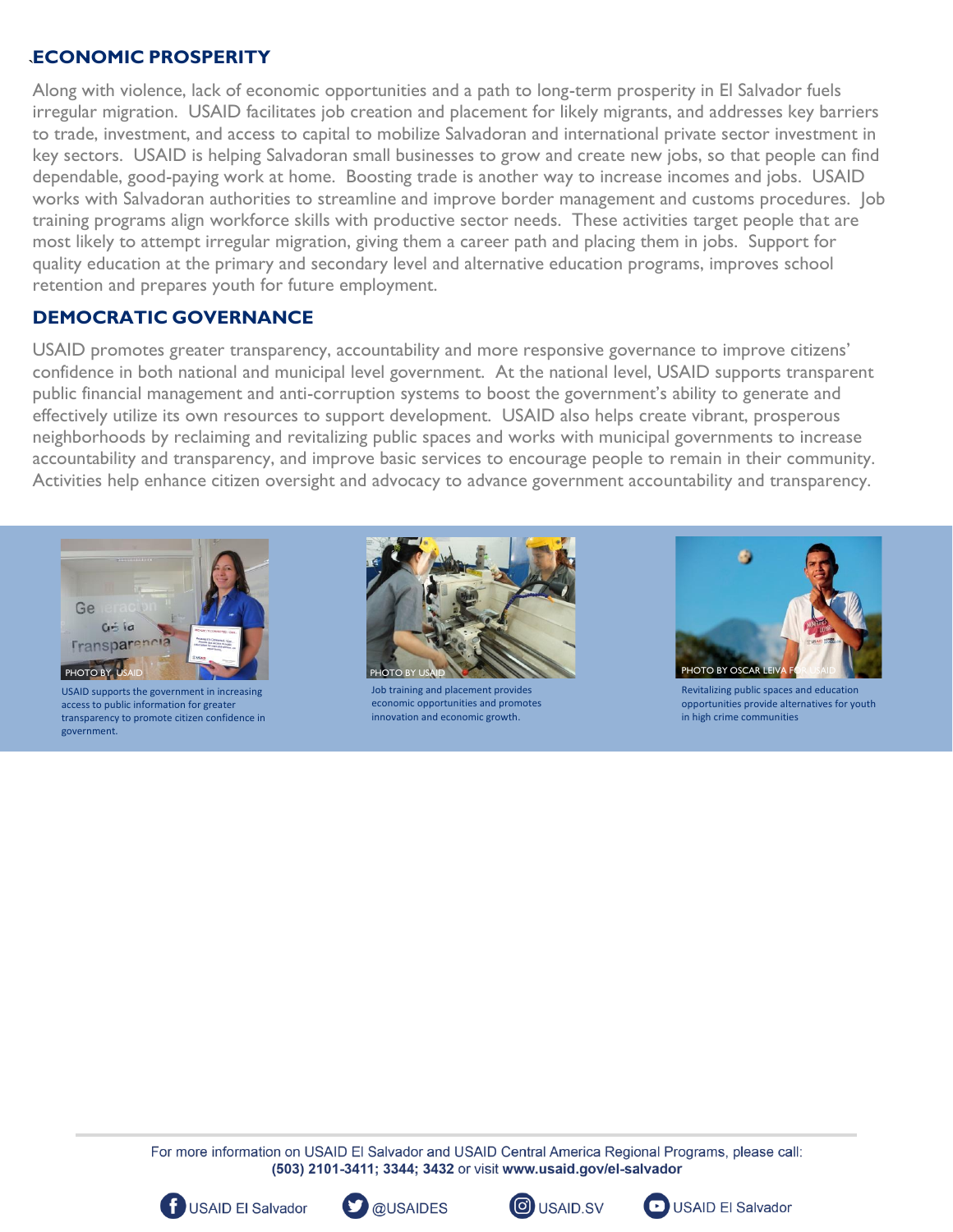## ECONOMIC PROSPERITY

Along with violence, lack of economic opportunities and a path to long-term prosperity in El Salvador fuels irregular migration. USAID facilitates job creation and placement for likely migrants, and addresses key barriers to trade, investment, and access to capital to mobilize Salvadoran and international private sector investment in key sectors. USAID is helping Salvadoran small businesses to grow and create new jobs, so that people can find dependable, good-paying work at home. Boosting trade is another way to increase incomes and jobs. USAID works with Salvadoran authorities to streamline and improve border management and customs procedures. Job training programs align workforce skills with productive sector needs. These activities target people that are most likely to attempt irregular migration, giving them a career path and placing them in jobs. Support for quality education at the primary and secondary level and alternative education programs, improves school retention and prepares youth for future employment.

## DEMOCRATIC GOVERNANCE

USAID promotes greater transparency, accountability and more responsive governance to improve citizens' confidence in both national and municipal level government. At the national level, USAID supports transparent public financial management and anti-corruption systems to boost the government's ability to generate and effectively utilize its own resources to support development. USAID also helps create vibrant, prosperous neighborhoods by reclaiming and revitalizing public spaces and works with municipal governments to increase accountability and transparency, and improve basic services to encourage people to remain in their community. Activities help enhance citizen oversight and advocacy to advance government accountability and transparency.

PHOTO BY USAID

USAID supports the government in increasing access to public information for greater transparency to promote citizen confidence in government.

PHOTO BY USAID

Job training and placement provides economic opportunities and promotes innovation and economic growth.

PHOTO BY OSCAR LEIVA FOR USAID

Revitalizing public spaces and education opportunities provide alternatives for youth in high crime communities

For more information on USAID El Salvador and USAID Central America Regional Programs, please call: **(503) 2101-3411; 3344; 3432** or visit **www.usaid.gov/el-salvador**

USAID El Salvador | @USAIDES | USAID.SV | USAID El Salvador